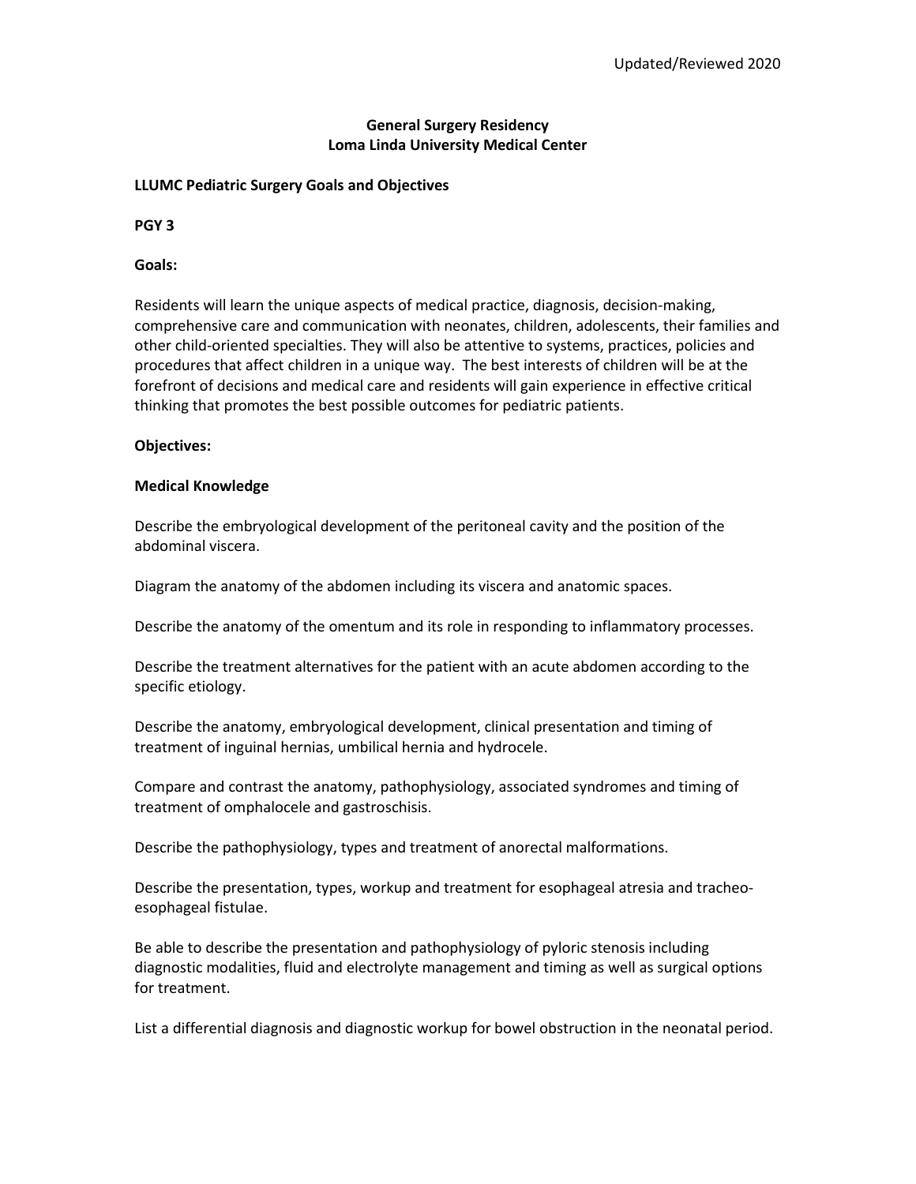Updated/Reviewed 2020

**General Surgery Residency**
**Loma Linda University Medical Center**

**LLUMC Pediatric Surgery Goals and Objectives**

**PGY 3**

**Goals:**

Residents will learn the unique aspects of medical practice, diagnosis, decision-making, comprehensive care and communication with neonates, children, adolescents, their families and other child-oriented specialties. They will also be attentive to systems, practices, policies and procedures that affect children in a unique way. The best interests of children will be at the forefront of decisions and medical care and residents will gain experience in effective critical thinking that promotes the best possible outcomes for pediatric patients.

**Objectives:**

**Medical Knowledge**

Describe the embryological development of the peritoneal cavity and the position of the abdominal viscera.

Diagram the anatomy of the abdomen including its viscera and anatomic spaces.

Describe the anatomy of the omentum and its role in responding to inflammatory processes.

Describe the treatment alternatives for the patient with an acute abdomen according to the specific etiology.

Describe the anatomy, embryological development, clinical presentation and timing of treatment of inguinal hernias, umbilical hernia and hydrocele.

Compare and contrast the anatomy, pathophysiology, associated syndromes and timing of treatment of omphalocele and gastroschisis.

Describe the pathophysiology, types and treatment of anorectal malformations.

Describe the presentation, types, workup and treatment for esophageal atresia and tracheo-esophageal fistulae.

Be able to describe the presentation and pathophysiology of pyloric stenosis including diagnostic modalities, fluid and electrolyte management and timing as well as surgical options for treatment.

List a differential diagnosis and diagnostic workup for bowel obstruction in the neonatal period.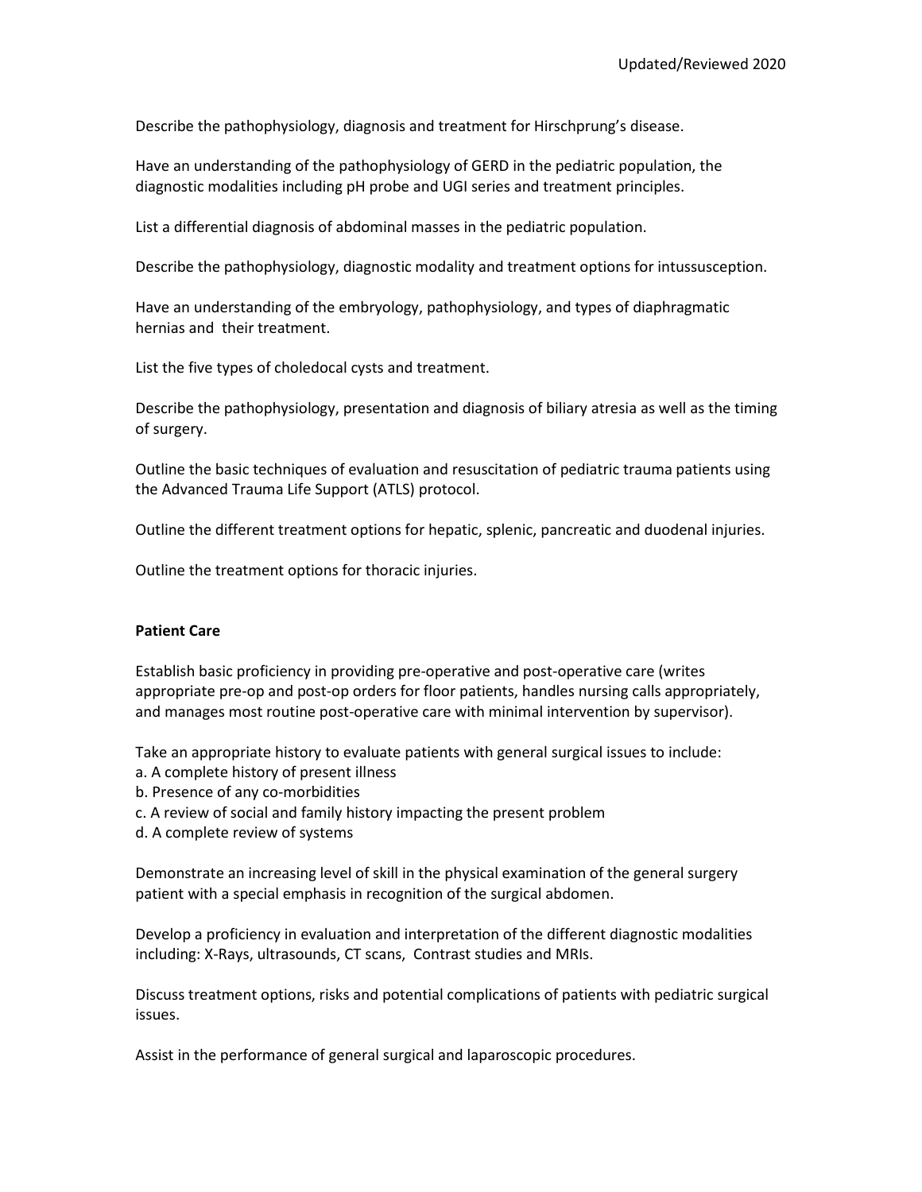Describe the pathophysiology, diagnosis and treatment for Hirschprung's disease.

Have an understanding of the pathophysiology of GERD in the pediatric population, the diagnostic modalities including pH probe and UGI series and treatment principles.

List a differential diagnosis of abdominal masses in the pediatric population.

Describe the pathophysiology, diagnostic modality and treatment options for intussusception.

Have an understanding of the embryology, pathophysiology, and types of diaphragmatic hernias and their treatment.

List the five types of choledocal cysts and treatment.

Describe the pathophysiology, presentation and diagnosis of biliary atresia as well as the timing of surgery.

Outline the basic techniques of evaluation and resuscitation of pediatric trauma patients using the Advanced Trauma Life Support (ATLS) protocol.

Outline the different treatment options for hepatic, splenic, pancreatic and duodenal injuries.

Outline the treatment options for thoracic injuries.

**Patient Care**

Establish basic proficiency in providing pre-operative and post-operative care (writes appropriate pre-op and post-op orders for floor patients, handles nursing calls appropriately, and manages most routine post-operative care with minimal intervention by supervisor).

Take an appropriate history to evaluate patients with general surgical issues to include:
a. A complete history of present illness
b. Presence of any co-morbidities
c. A review of social and family history impacting the present problem
d. A complete review of systems

Demonstrate an increasing level of skill in the physical examination of the general surgery patient with a special emphasis in recognition of the surgical abdomen.

Develop a proficiency in evaluation and interpretation of the different diagnostic modalities including: X-Rays, ultrasounds, CT scans, Contrast studies and MRIs.

Discuss treatment options, risks and potential complications of patients with pediatric surgical issues.

Assist in the performance of general surgical and laparoscopic procedures.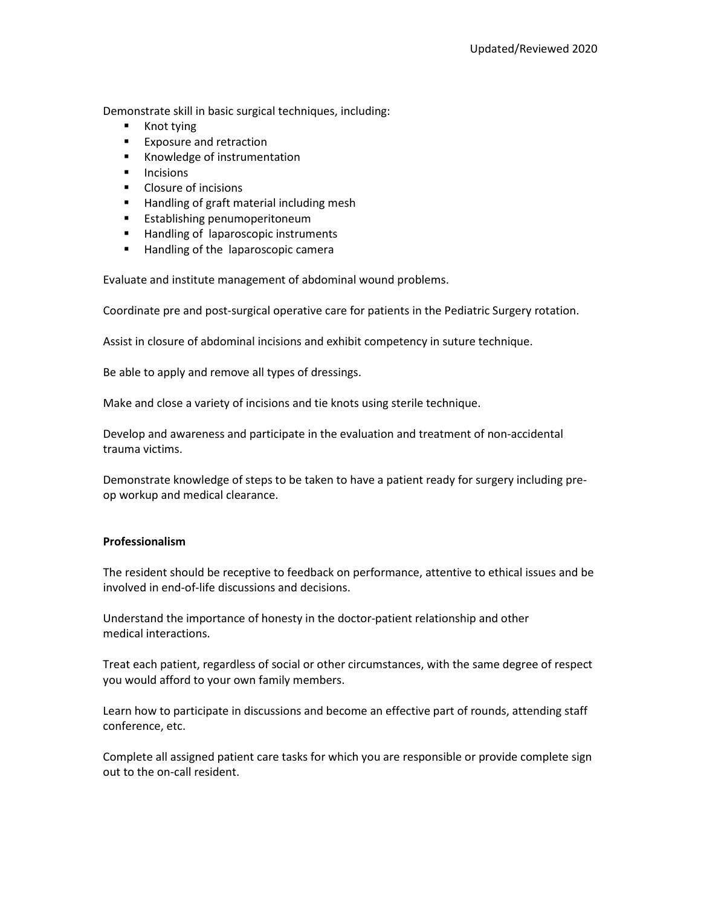Demonstrate skill in basic surgical techniques, including:

- Knot tying
- Exposure and retraction
- Knowledge of instrumentation
- Incisions
- Closure of incisions
- Handling of graft material including mesh
- Establishing penumoperitoneum
- Handling of laparoscopic instruments
- Handling of the laparoscopic camera

Evaluate and institute management of abdominal wound problems.

Coordinate pre and post-surgical operative care for patients in the Pediatric Surgery rotation.

Assist in closure of abdominal incisions and exhibit competency in suture technique.

Be able to apply and remove all types of dressings.

Make and close a variety of incisions and tie knots using sterile technique.

Develop and awareness and participate in the evaluation and treatment of non-accidental trauma victims.

Demonstrate knowledge of steps to be taken to have a patient ready for surgery including pre-op workup and medical clearance.

**Professionalism**

The resident should be receptive to feedback on performance, attentive to ethical issues and be involved in end-of-life discussions and decisions.

Understand the importance of honesty in the doctor-patient relationship and other medical interactions.

Treat each patient, regardless of social or other circumstances, with the same degree of respect you would afford to your own family members.

Learn how to participate in discussions and become an effective part of rounds, attending staff conference, etc.

Complete all assigned patient care tasks for which you are responsible or provide complete sign out to the on-call resident.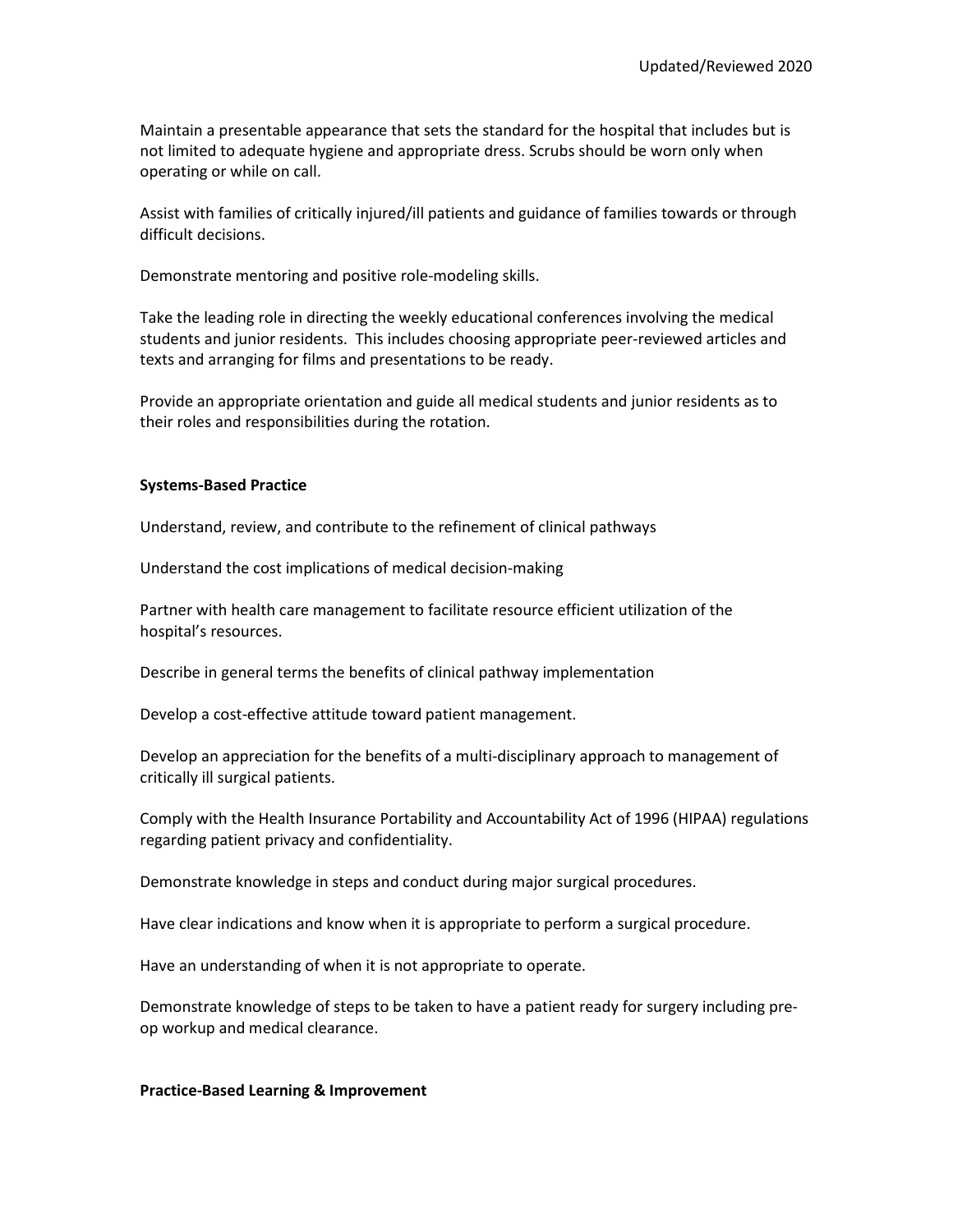Maintain a presentable appearance that sets the standard for the hospital that includes but is not limited to adequate hygiene and appropriate dress. Scrubs should be worn only when operating or while on call.

Assist with families of critically injured/ill patients and guidance of families towards or through difficult decisions.

Demonstrate mentoring and positive role-modeling skills.

Take the leading role in directing the weekly educational conferences involving the medical students and junior residents. This includes choosing appropriate peer-reviewed articles and texts and arranging for films and presentations to be ready.

Provide an appropriate orientation and guide all medical students and junior residents as to their roles and responsibilities during the rotation.

**Systems-Based Practice**

Understand, review, and contribute to the refinement of clinical pathways

Understand the cost implications of medical decision-making

Partner with health care management to facilitate resource efficient utilization of the hospital's resources.

Describe in general terms the benefits of clinical pathway implementation

Develop a cost-effective attitude toward patient management.

Develop an appreciation for the benefits of a multi-disciplinary approach to management of critically ill surgical patients.

Comply with the Health Insurance Portability and Accountability Act of 1996 (HIPAA) regulations regarding patient privacy and confidentiality.

Demonstrate knowledge in steps and conduct during major surgical procedures.

Have clear indications and know when it is appropriate to perform a surgical procedure.

Have an understanding of when it is not appropriate to operate.

Demonstrate knowledge of steps to be taken to have a patient ready for surgery including pre-op workup and medical clearance.

**Practice-Based Learning & Improvement**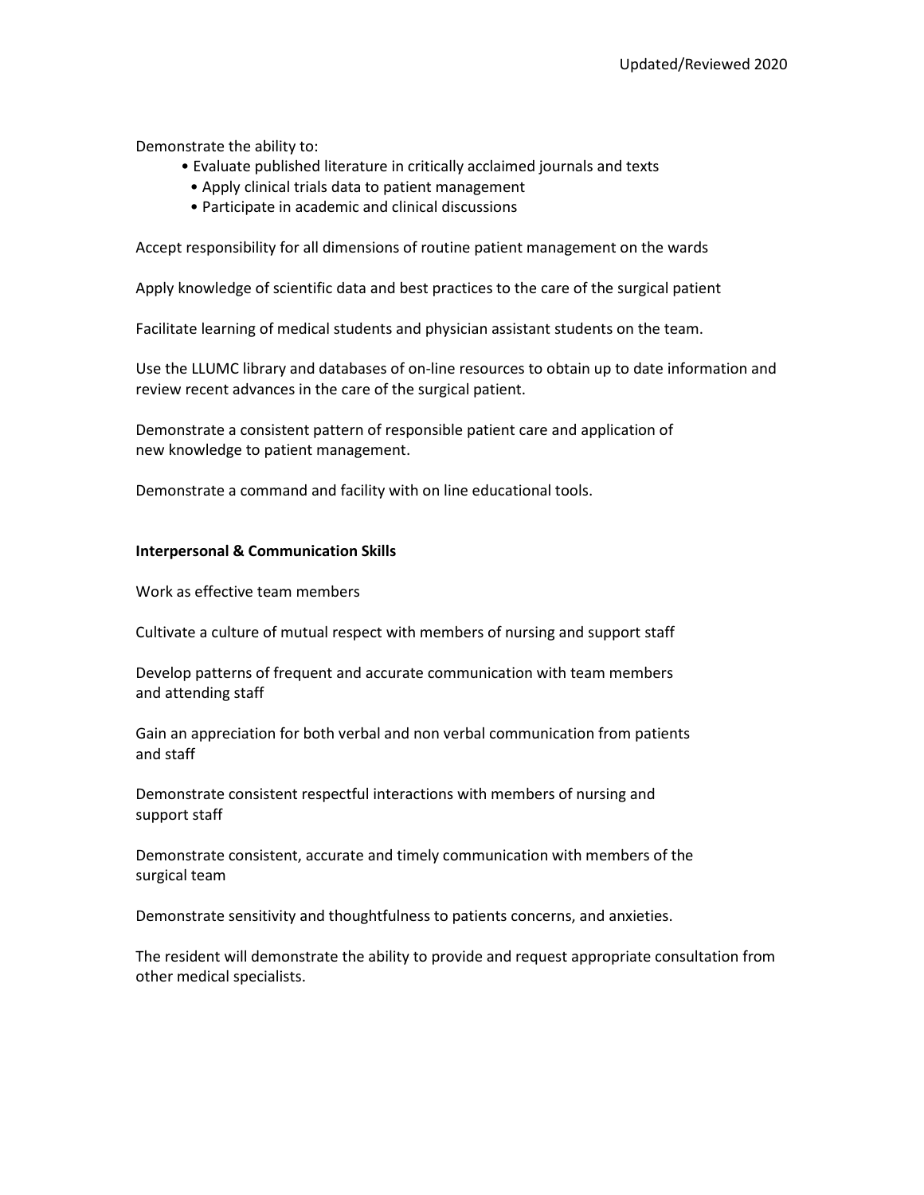Demonstrate the ability to:

- Evaluate published literature in critically acclaimed journals and texts
- Apply clinical trials data to patient management
- Participate in academic and clinical discussions

Accept responsibility for all dimensions of routine patient management on the wards

Apply knowledge of scientific data and best practices to the care of the surgical patient

Facilitate learning of medical students and physician assistant students on the team.

Use the LLUMC library and databases of on-line resources to obtain up to date information and review recent advances in the care of the surgical patient.

Demonstrate a consistent pattern of responsible patient care and application of new knowledge to patient management.

Demonstrate a command and facility with on line educational tools.

**Interpersonal & Communication Skills**

Work as effective team members

Cultivate a culture of mutual respect with members of nursing and support staff

Develop patterns of frequent and accurate communication with team members and attending staff

Gain an appreciation for both verbal and non verbal communication from patients and staff

Demonstrate consistent respectful interactions with members of nursing and support staff

Demonstrate consistent, accurate and timely communication with members of the surgical team

Demonstrate sensitivity and thoughtfulness to patients concerns, and anxieties.

The resident will demonstrate the ability to provide and request appropriate consultation from other medical specialists.